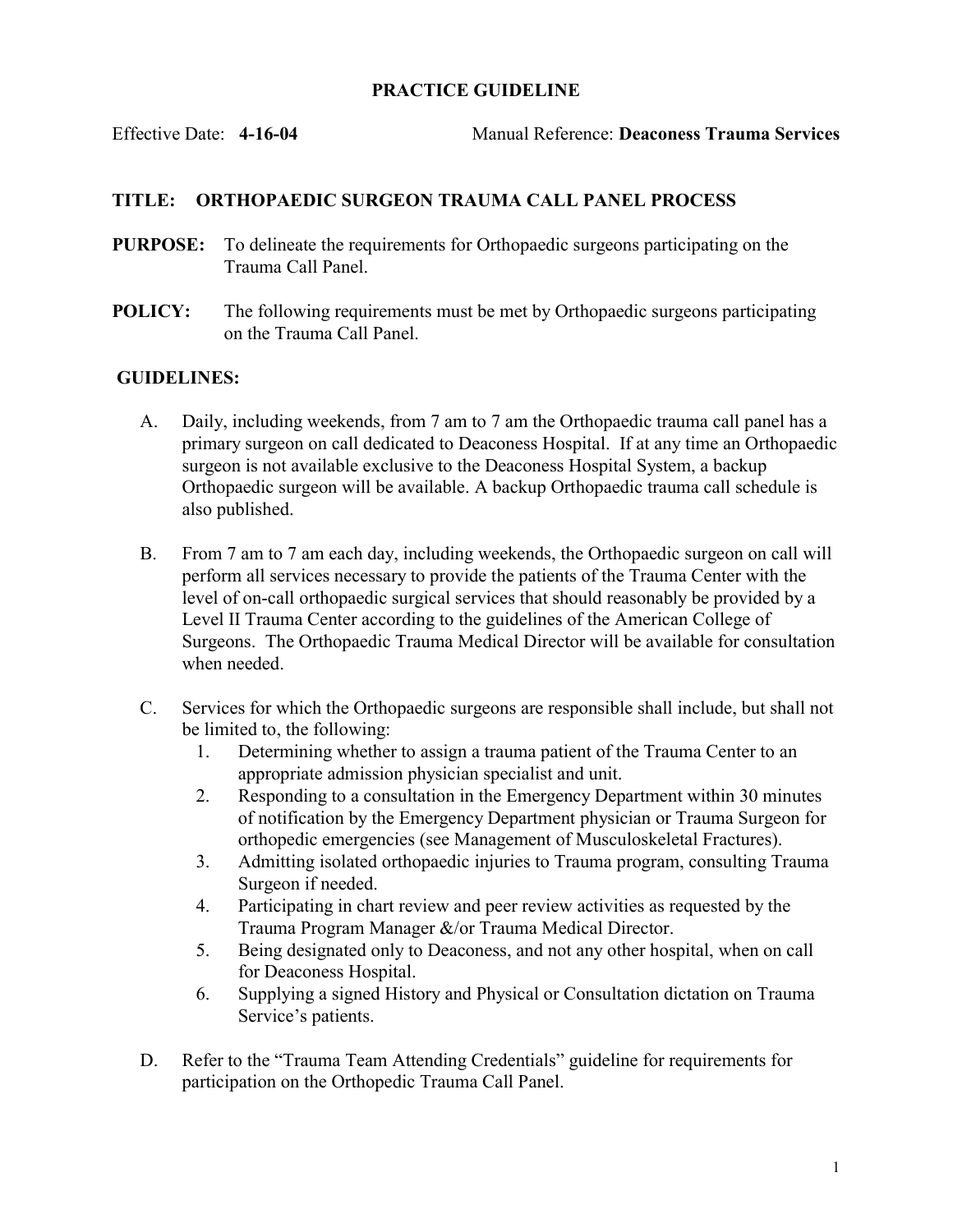# PRACTICE GUIDELINE

Effective Date: **4-16-04** Manual Reference: **Deaconess Trauma Services**

## TITLE: ORTHOPAEDIC SURGEON TRAUMA CALL PANEL PROCESS

**PURPOSE:** To delineate the requirements for Orthopaedic surgeons participating on the Trauma Call Panel.

**POLICY:** The following requirements must be met by Orthopaedic surgeons participating on the Trauma Call Panel.

**GUIDELINES:**

A. Daily, including weekends, from 7 am to 7 am the Orthopaedic trauma call panel has a primary surgeon on call dedicated to Deaconess Hospital. If at any time an Orthopaedic surgeon is not available exclusive to the Deaconess Hospital System, a backup Orthopaedic surgeon will be available. A backup Orthopaedic trauma call schedule is also published.

B. From 7 am to 7 am each day, including weekends, the Orthopaedic surgeon on call will perform all services necessary to provide the patients of the Trauma Center with the level of on-call orthopaedic surgical services that should reasonably be provided by a Level II Trauma Center according to the guidelines of the American College of Surgeons. The Orthopaedic Trauma Medical Director will be available for consultation when needed.

C. Services for which the Orthopaedic surgeons are responsible shall include, but shall not be limited to, the following:
   1. Determining whether to assign a trauma patient of the Trauma Center to an appropriate admission physician specialist and unit.
   2. Responding to a consultation in the Emergency Department within 30 minutes of notification by the Emergency Department physician or Trauma Surgeon for orthopedic emergencies (see Management of Musculoskeletal Fractures).
   3. Admitting isolated orthopaedic injuries to Trauma program, consulting Trauma Surgeon if needed.
   4. Participating in chart review and peer review activities as requested by the Trauma Program Manager &/or Trauma Medical Director.
   5. Being designated only to Deaconess, and not any other hospital, when on call for Deaconess Hospital.
   6. Supplying a signed History and Physical or Consultation dictation on Trauma Service's patients.

D. Refer to the "Trauma Team Attending Credentials" guideline for requirements for participation on the Orthopedic Trauma Call Panel.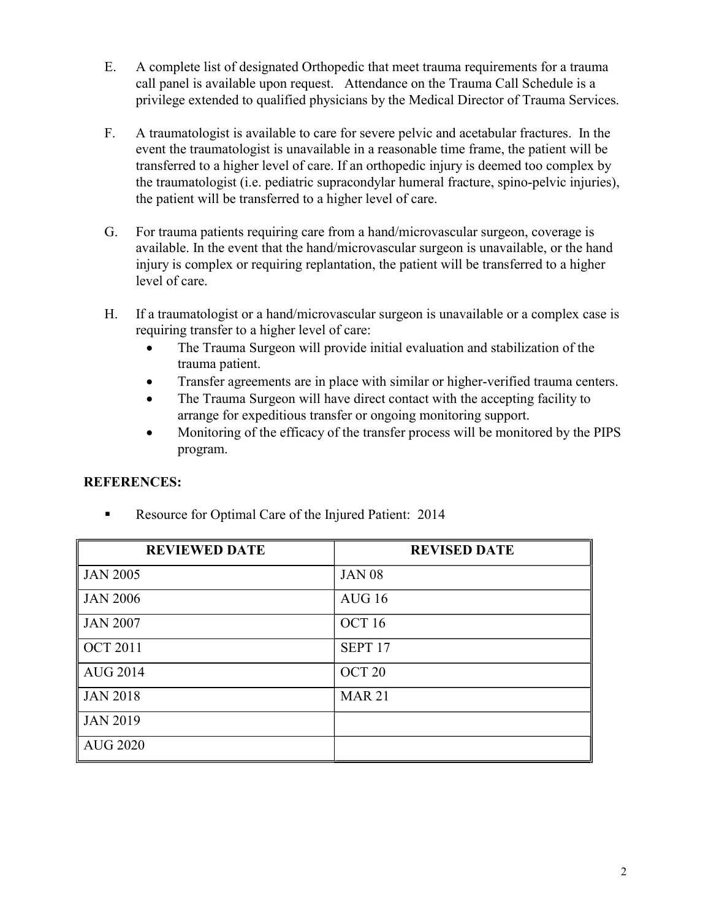E. A complete list of designated Orthopedic that meet trauma requirements for a trauma call panel is available upon request. Attendance on the Trauma Call Schedule is a privilege extended to qualified physicians by the Medical Director of Trauma Services.

F. A traumatologist is available to care for severe pelvic and acetabular fractures. In the event the traumatologist is unavailable in a reasonable time frame, the patient will be transferred to a higher level of care. If an orthopedic injury is deemed too complex by the traumatologist (i.e. pediatric supracondylar humeral fracture, spino-pelvic injuries), the patient will be transferred to a higher level of care.

G. For trauma patients requiring care from a hand/microvascular surgeon, coverage is available. In the event that the hand/microvascular surgeon is unavailable, or the hand injury is complex or requiring replantation, the patient will be transferred to a higher level of care.

H. If a traumatologist or a hand/microvascular surgeon is unavailable or a complex case is requiring transfer to a higher level of care:
   - The Trauma Surgeon will provide initial evaluation and stabilization of the trauma patient.
   - Transfer agreements are in place with similar or higher-verified trauma centers.
   - The Trauma Surgeon will have direct contact with the accepting facility to arrange for expeditious transfer or ongoing monitoring support.
   - Monitoring of the efficacy of the transfer process will be monitored by the PIPS program.

**REFERENCES:**

- Resource for Optimal Care of the Injured Patient: 2014

| REVIEWED DATE | REVISED DATE |
|---|---|
| JAN 2005 | JAN 08 |
| JAN 2006 | AUG 16 |
| JAN 2007 | OCT 16 |
| OCT 2011 | SEPT 17 |
| AUG 2014 | OCT 20 |
| JAN 2018 | MAR 21 |
| JAN 2019 | |
| AUG 2020 | |